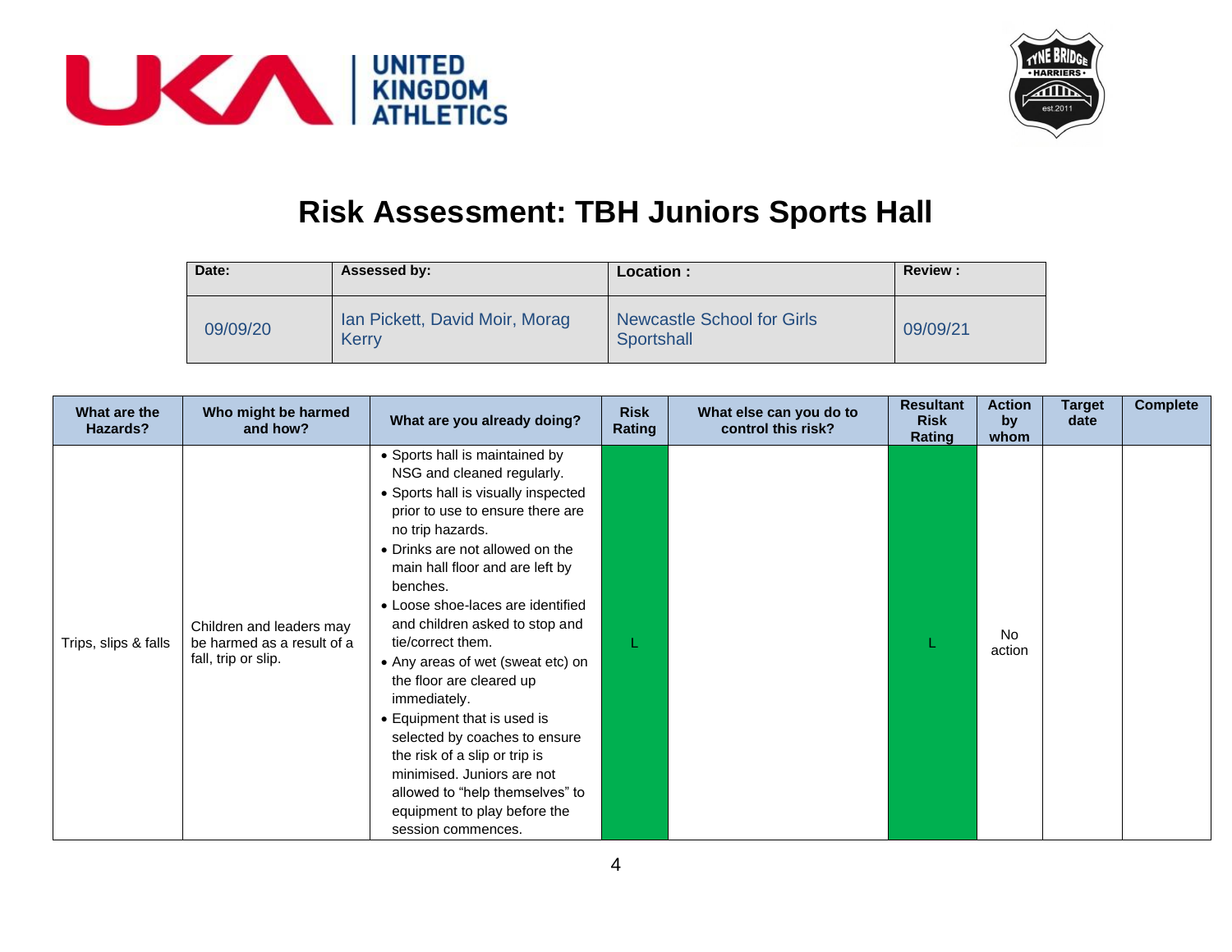# Risk Assessment: TBH Juniors Sports Hall

| Date: | Assessed by: | Location : | Review : |
|---|---|---|---|
| 09/09/20 | Ian Pickett, David Moir, Morag Kerry | Newcastle School for Girls Sportshall | 09/09/21 |

| What are the Hazards? | Who might be harmed and how? | What are you already doing? | Risk Rating | What else can you do to control this risk? | Resultant Risk Rating | Action by whom | Target date | Complete |
|---|---|---|---|---|---|---|---|---|
| Trips, slips & falls | Children and leaders may be harmed as a result of a fall, trip or slip. | • Sports hall is maintained by NSG and cleaned regularly.<br>• Sports hall is visually inspected prior to use to ensure there are no trip hazards.<br>• Drinks are not allowed on the main hall floor and are left by benches.<br>• Loose shoe-laces are identified and children asked to stop and tie/correct them.<br>• Any areas of wet (sweat etc) on the floor are cleared up immediately.<br>• Equipment that is used is selected by coaches to ensure the risk of a slip or trip is minimised. Juniors are not allowed to "help themselves" to equipment to play before the session commences. | L | | L | No action | | |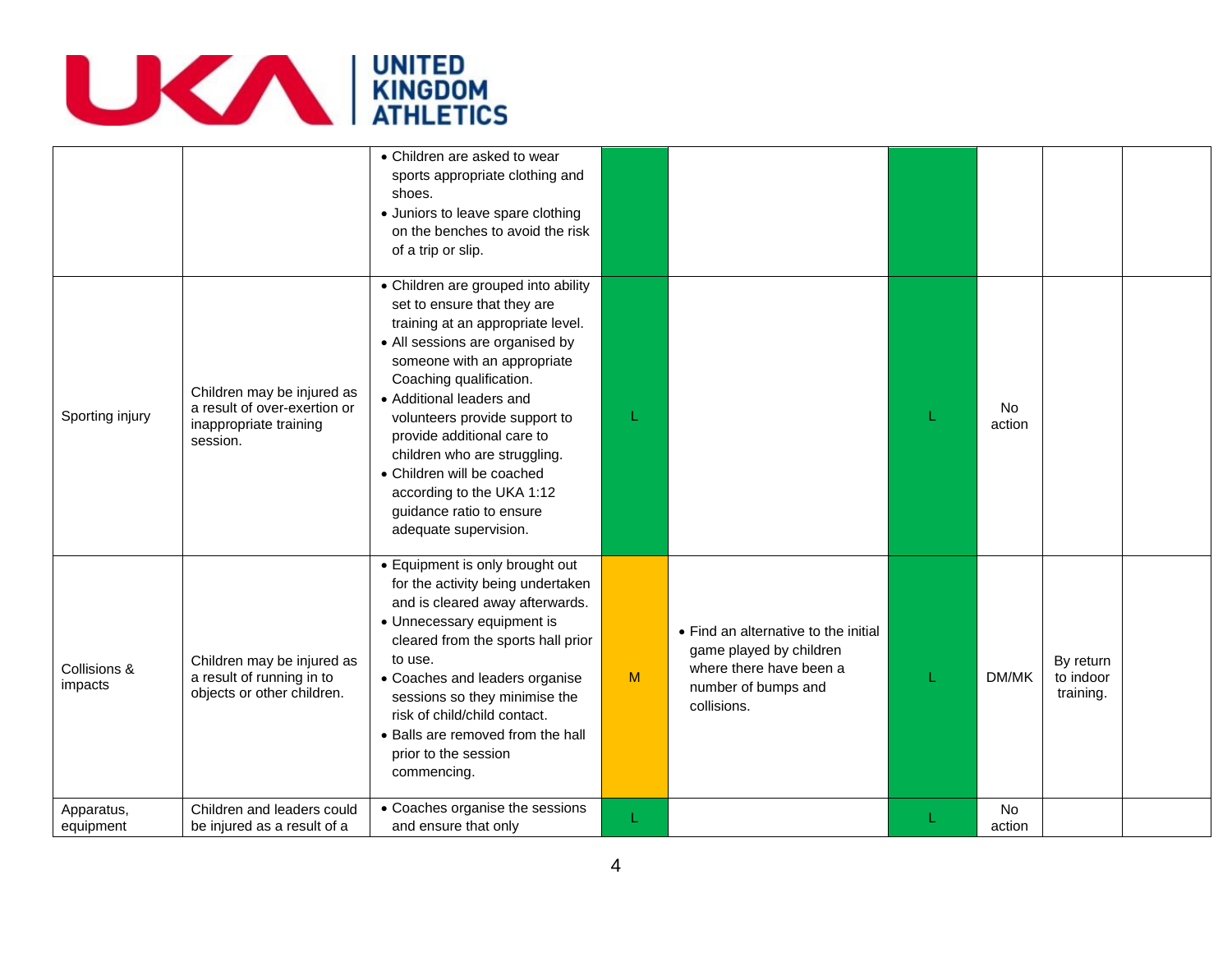| | | | | | | | | |
|---|---|---|---|---|---|---|---|---|
| | | • Children are asked to wear sports appropriate clothing and shoes.<br>• Juniors to leave spare clothing on the benches to avoid the risk of a trip or slip. | | | | | | |
| Sporting injury | Children may be injured as a result of over-exertion or inappropriate training session. | • Children are grouped into ability set to ensure that they are training at an appropriate level.<br>• All sessions are organised by someone with an appropriate Coaching qualification.<br>• Additional leaders and volunteers provide support to provide additional care to children who are struggling.<br>• Children will be coached according to the UKA 1:12 guidance ratio to ensure adequate supervision. | L | | L | No action | | |
| Collisions & impacts | Children may be injured as a result of running in to objects or other children. | • Equipment is only brought out for the activity being undertaken and is cleared away afterwards.<br>• Unnecessary equipment is cleared from the sports hall prior to use.<br>• Coaches and leaders organise sessions so they minimise the risk of child/child contact.<br>• Balls are removed from the hall prior to the session commencing. | M | • Find an alternative to the initial game played by children where there have been a number of bumps and collisions. | L | DM/MK | By return to indoor training. | |
| Apparatus, equipment | Children and leaders could be injured as a result of a | • Coaches organise the sessions and ensure that only | L | | L | No action | | |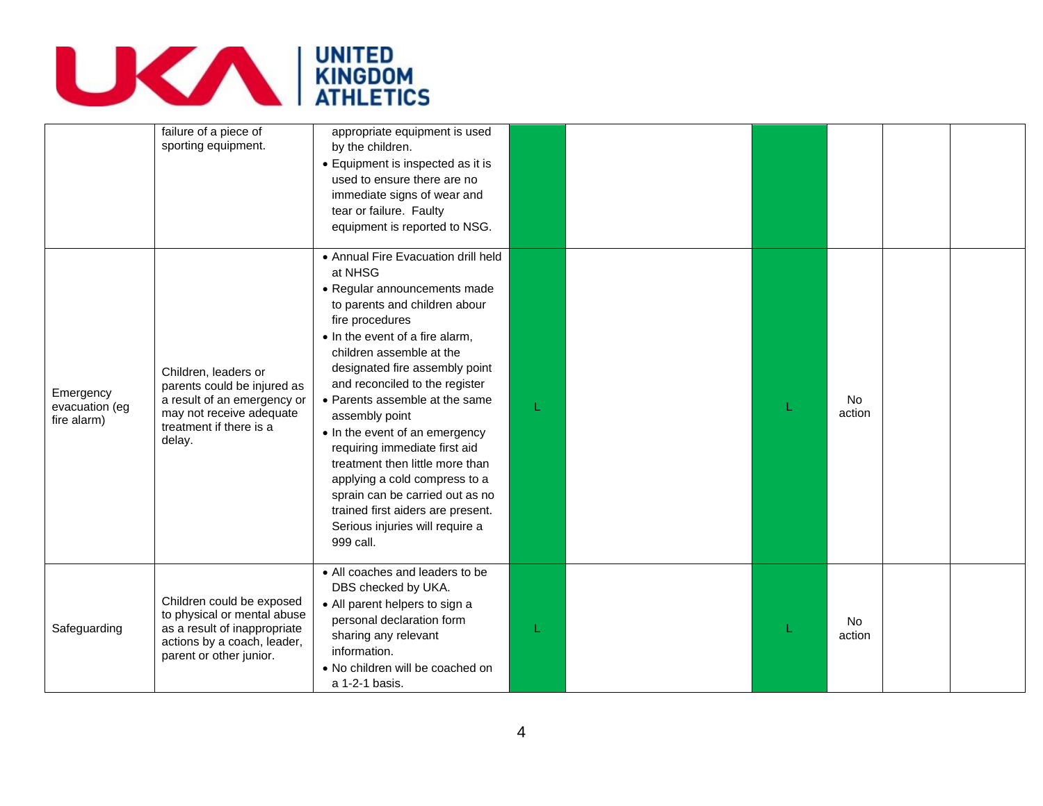| | | | | | | | | |
|---|---|---|---|---|---|---|---|---|
| | failure of a piece of sporting equipment. | appropriate equipment is used by the children.<br>• Equipment is inspected as it is used to ensure there are no immediate signs of wear and tear or failure. Faulty equipment is reported to NSG. | | | | | | |
| Emergency evacuation (eg fire alarm) | Children, leaders or parents could be injured as a result of an emergency or may not receive adequate treatment if there is a delay. | • Annual Fire Evacuation drill held at NHSG<br>• Regular announcements made to parents and children abour fire procedures<br>• In the event of a fire alarm, children assemble at the designated fire assembly point and reconciled to the register<br>• Parents assemble at the same assembly point<br>• In the event of an emergency requiring immediate first aid treatment then little more than applying a cold compress to a sprain can be carried out as no trained first aiders are present. Serious injuries will require a 999 call. | L | | L | No action | | |
| Safeguarding | Children could be exposed to physical or mental abuse as a result of inappropriate actions by a coach, leader, parent or other junior. | • All coaches and leaders to be DBS checked by UKA.<br>• All parent helpers to sign a personal declaration form sharing any relevant information.<br>• No children will be coached on a 1-2-1 basis. | L | | L | No action | | |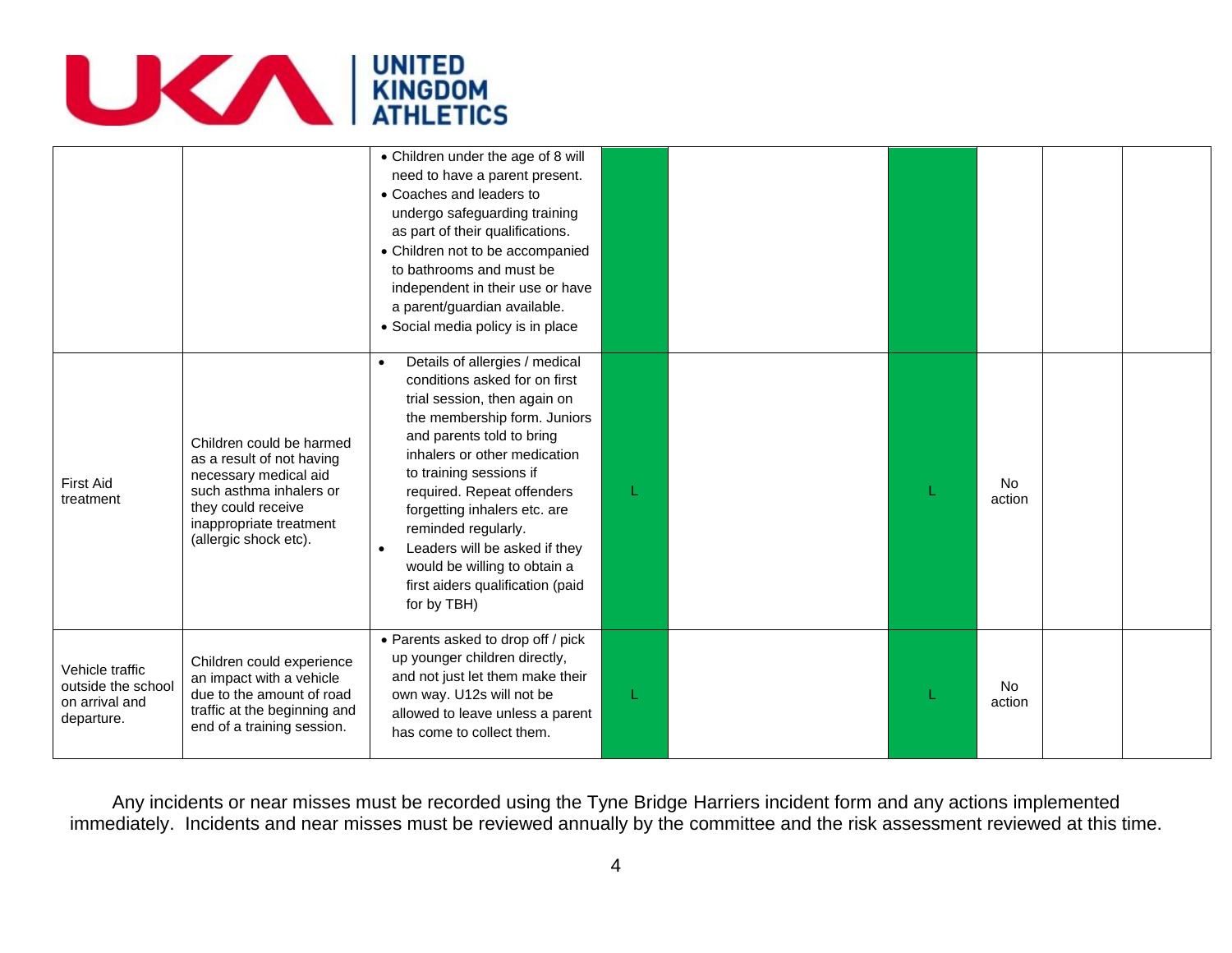| | | | | | | | | |
|---|---|---|---|---|---|---|---|---|
| | | • Children under the age of 8 will need to have a parent present.<br>• Coaches and leaders to undergo safeguarding training as part of their qualifications.<br>• Children not to be accompanied to bathrooms and must be independent in their use or have a parent/guardian available.<br>• Social media policy is in place | | | | | | |
| First Aid treatment | Children could be harmed as a result of not having necessary medical aid such asthma inhalers or they could receive inappropriate treatment (allergic shock etc). | • Details of allergies / medical conditions asked for on first trial session, then again on the membership form. Juniors and parents told to bring inhalers or other medication to training sessions if required. Repeat offenders forgetting inhalers etc. are reminded regularly.<br>• Leaders will be asked if they would be willing to obtain a first aiders qualification (paid for by TBH) | L | | L | No action | | |
| Vehicle traffic outside the school on arrival and departure. | Children could experience an impact with a vehicle due to the amount of road traffic at the beginning and end of a training session. | • Parents asked to drop off / pick up younger children directly, and not just let them make their own way. U12s will not be allowed to leave unless a parent has come to collect them. | L | | L | No action | | |

Any incidents or near misses must be recorded using the Tyne Bridge Harriers incident form and any actions implemented immediately. Incidents and near misses must be reviewed annually by the committee and the risk assessment reviewed at this time.